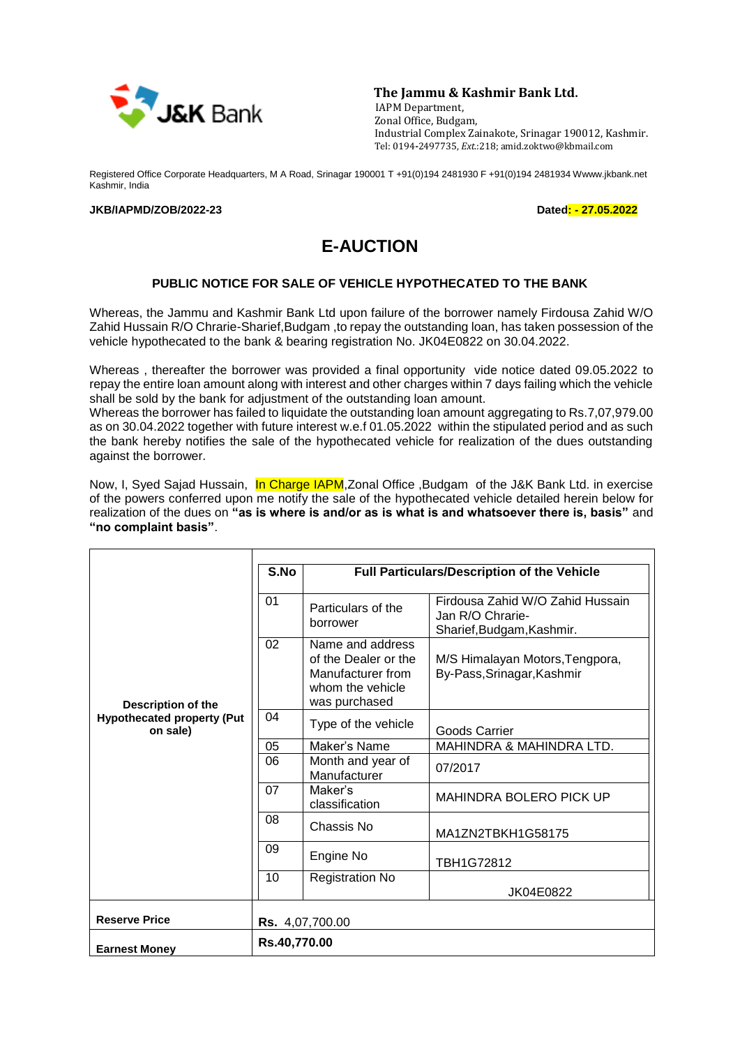J&K Bank

**The Jammu & Kashmir Bank Ltd.**
IAPM Department,
Zonal Office, Budgam,
Industrial Complex Zainakote, Srinagar 190012, Kashmir.
Tel: 0194-2497735, *Ext*.:218; amid.zoktwo@kbmail.com

Registered Office Corporate Headquarters, M A Road, Srinagar 190001 T +91(0)194 2481930 F +91(0)194 2481934 Wwww.jkbank.net Kashmir, India

**JKB/IAPMD/ZOB/2022-23** **Dated: - 27.05.2022**

# E-AUCTION

### PUBLIC NOTICE FOR SALE OF VEHICLE HYPOTHECATED TO THE BANK

Whereas, the Jammu and Kashmir Bank Ltd upon failure of the borrower namely Firdousa Zahid W/O Zahid Hussain R/O Chrarie-Sharief,Budgam ,to repay the outstanding loan, has taken possession of the vehicle hypothecated to the bank & bearing registration No. JK04E0822 on 30.04.2022.

Whereas , thereafter the borrower was provided a final opportunity vide notice dated 09.05.2022 to repay the entire loan amount along with interest and other charges within 7 days failing which the vehicle shall be sold by the bank for adjustment of the outstanding loan amount.
Whereas the borrower has failed to liquidate the outstanding loan amount aggregating to Rs.7,07,979.00 as on 30.04.2022 together with future interest w.e.f 01.05.2022 within the stipulated period and as such the bank hereby notifies the sale of the hypothecated vehicle for realization of the dues outstanding against the borrower.

Now, I, Syed Sajad Hussain, In Charge IAPM,Zonal Office ,Budgam of the J&K Bank Ltd. in exercise of the powers conferred upon me notify the sale of the hypothecated vehicle detailed herein below for realization of the dues on **"as is where is and/or as is what is and whatsoever there is, basis"** and **"no complaint basis"**.

| | S.No | Full Particulars/Description of the Vehicle | |
|---|---|---|---|
| **Description of the Hypothecated property (Put on sale)** | 01 | Particulars of the borrower | Firdousa Zahid W/O Zahid Hussain Jan R/O Chrarie-Sharief,Budgam,Kashmir. |
| | 02 | Name and address of the Dealer or the Manufacturer from whom the vehicle was purchased | M/S Himalayan Motors,Tengpora, By-Pass,Srinagar,Kashmir |
| | 04 | Type of the vehicle | Goods Carrier |
| | 05 | Maker's Name | MAHINDRA & MAHINDRA LTD. |
| | 06 | Month and year of Manufacturer | 07/2017 |
| | 07 | Maker's classification | MAHINDRA BOLERO PICK UP |
| | 08 | Chassis No | MA1ZN2TBKH1G58175 |
| | 09 | Engine No | TBH1G72812 |
| | 10 | Registration No | JK04E0822 |
| **Reserve Price** | **Rs.** 4,07,700.00 | | |
| **Earnest Money** | **Rs.40,770.00** | | |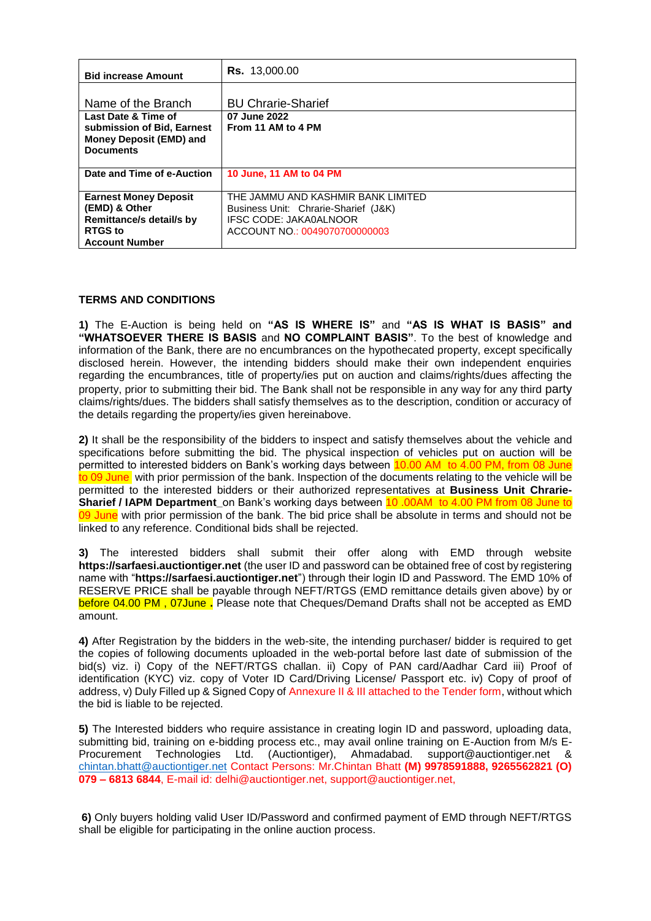| **Bid increase Amount** | **Rs.** 13,000.00 |
|---|---|
| Name of the Branch | BU Chrarie-Sharief |
| **Last Date & Time of submission of Bid, Earnest Money Deposit (EMD) and Documents** | **07 June 2022 From 11 AM to 4 PM** |
| **Date and Time of e-Auction** | **10 June, 11 AM to 04 PM** |
| **Earnest Money Deposit (EMD) & Other Remittance/s detail/s by RTGS to Account Number** | THE JAMMU AND KASHMIR BANK LIMITED<br>Business Unit: Chrarie-Sharief (J&K)<br>IFSC CODE: JAKA0ALNOOR<br>ACCOUNT NO.: 0049070700000003 |

**TERMS AND CONDITIONS**

**1)** The E-Auction is being held on **"AS IS WHERE IS"** and **"AS IS WHAT IS BASIS" and "WHATSOEVER THERE IS BASIS** and **NO COMPLAINT BASIS"**. To the best of knowledge and information of the Bank, there are no encumbrances on the hypothecated property, except specifically disclosed herein. However, the intending bidders should make their own independent enquiries regarding the encumbrances, title of property/ies put on auction and claims/rights/dues affecting the property, prior to submitting their bid. The Bank shall not be responsible in any way for any third party claims/rights/dues. The bidders shall satisfy themselves as to the description, condition or accuracy of the details regarding the property/ies given hereinabove.

**2)** It shall be the responsibility of the bidders to inspect and satisfy themselves about the vehicle and specifications before submitting the bid. The physical inspection of vehicles put on auction will be permitted to interested bidders on Bank's working days between 10.00 AM to 4.00 PM, from 08 June to 09 June with prior permission of the bank. Inspection of the documents relating to the vehicle will be permitted to the interested bidders or their authorized representatives at **Business Unit Chrarie-Sharief / IAPM Department** on Bank's working days between 10 .00AM to 4.00 PM from 08 June to 09 June with prior permission of the bank. The bid price shall be absolute in terms and should not be linked to any reference. Conditional bids shall be rejected.

**3)** The interested bidders shall submit their offer along with EMD through website **https://sarfaesi.auctiontiger.net** (the user ID and password can be obtained free of cost by registering name with "**https://sarfaesi.auctiontiger.net**") through their login ID and Password. The EMD 10% of RESERVE PRICE shall be payable through NEFT/RTGS (EMD remittance details given above) by or before 04.00 PM , 07June **.** Please note that Cheques/Demand Drafts shall not be accepted as EMD amount.

**4)** After Registration by the bidders in the web-site, the intending purchaser/ bidder is required to get the copies of following documents uploaded in the web-portal before last date of submission of the bid(s) viz. i) Copy of the NEFT/RTGS challan. ii) Copy of PAN card/Aadhar Card iii) Proof of identification (KYC) viz. copy of Voter ID Card/Driving License/ Passport etc. iv) Copy of proof of address, v) Duly Filled up & Signed Copy of Annexure II & III attached to the Tender form, without which the bid is liable to be rejected.

**5)** The Interested bidders who require assistance in creating login ID and password, uploading data, submitting bid, training on e-bidding process etc., may avail online training on E-Auction from M/s E-Procurement Technologies Ltd. (Auctiontiger), Ahmadabad. support@auctiontiger.net & chintan.bhatt@auctiontiger.net Contact Persons: Mr.Chintan Bhatt **(M) 9978591888, 9265562821 (O) 079 – 6813 6844**, E-mail id: delhi@auctiontiger.net, support@auctiontiger.net,

**6)** Only buyers holding valid User ID/Password and confirmed payment of EMD through NEFT/RTGS shall be eligible for participating in the online auction process.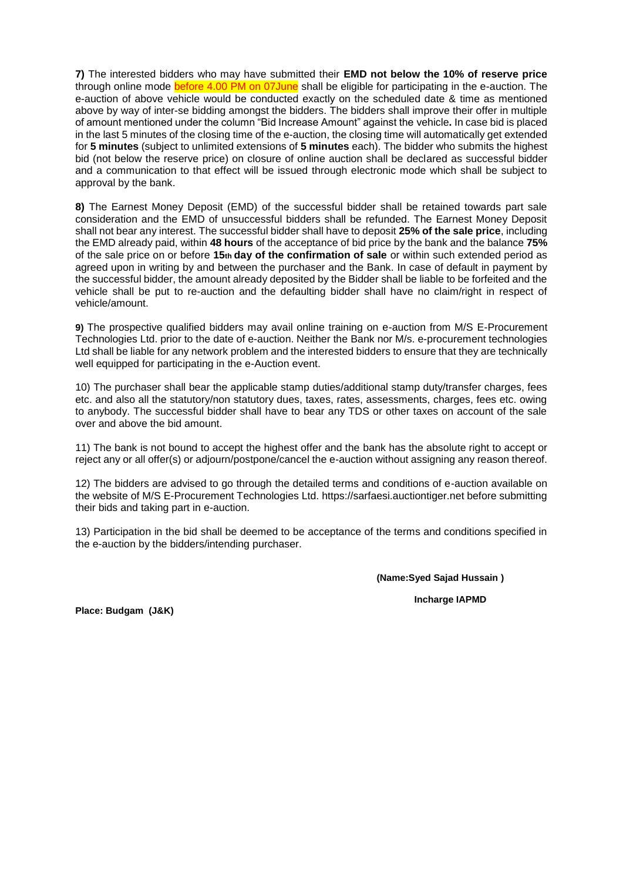**7)** The interested bidders who may have submitted their **EMD not below the 10% of reserve price** through online mode before 4.00 PM on 07June shall be eligible for participating in the e-auction. The e-auction of above vehicle would be conducted exactly on the scheduled date & time as mentioned above by way of inter-se bidding amongst the bidders. The bidders shall improve their offer in multiple of amount mentioned under the column "Bid Increase Amount" against the vehicle**.** In case bid is placed in the last 5 minutes of the closing time of the e-auction, the closing time will automatically get extended for **5 minutes** (subject to unlimited extensions of **5 minutes** each). The bidder who submits the highest bid (not below the reserve price) on closure of online auction shall be declared as successful bidder and a communication to that effect will be issued through electronic mode which shall be subject to approval by the bank.

**8)** The Earnest Money Deposit (EMD) of the successful bidder shall be retained towards part sale consideration and the EMD of unsuccessful bidders shall be refunded. The Earnest Money Deposit shall not bear any interest. The successful bidder shall have to deposit **25% of the sale price**, including the EMD already paid, within **48 hours** of the acceptance of bid price by the bank and the balance **75%** of the sale price on or before **15th day of the confirmation of sale** or within such extended period as agreed upon in writing by and between the purchaser and the Bank. In case of default in payment by the successful bidder, the amount already deposited by the Bidder shall be liable to be forfeited and the vehicle shall be put to re-auction and the defaulting bidder shall have no claim/right in respect of vehicle/amount.

**9)** The prospective qualified bidders may avail online training on e-auction from M/S E-Procurement Technologies Ltd. prior to the date of e-auction. Neither the Bank nor M/s. e-procurement technologies Ltd shall be liable for any network problem and the interested bidders to ensure that they are technically well equipped for participating in the e-Auction event.

10) The purchaser shall bear the applicable stamp duties/additional stamp duty/transfer charges, fees etc. and also all the statutory/non statutory dues, taxes, rates, assessments, charges, fees etc. owing to anybody. The successful bidder shall have to bear any TDS or other taxes on account of the sale over and above the bid amount.

11) The bank is not bound to accept the highest offer and the bank has the absolute right to accept or reject any or all offer(s) or adjourn/postpone/cancel the e-auction without assigning any reason thereof.

12) The bidders are advised to go through the detailed terms and conditions of e-auction available on the website of M/S E-Procurement Technologies Ltd. https://sarfaesi.auctiontiger.net before submitting their bids and taking part in e-auction.

13) Participation in the bid shall be deemed to be acceptance of the terms and conditions specified in the e-auction by the bidders/intending purchaser.

**(Name:Syed Sajad Hussain )**

**Incharge IAPMD**

**Place: Budgam (J&K)**